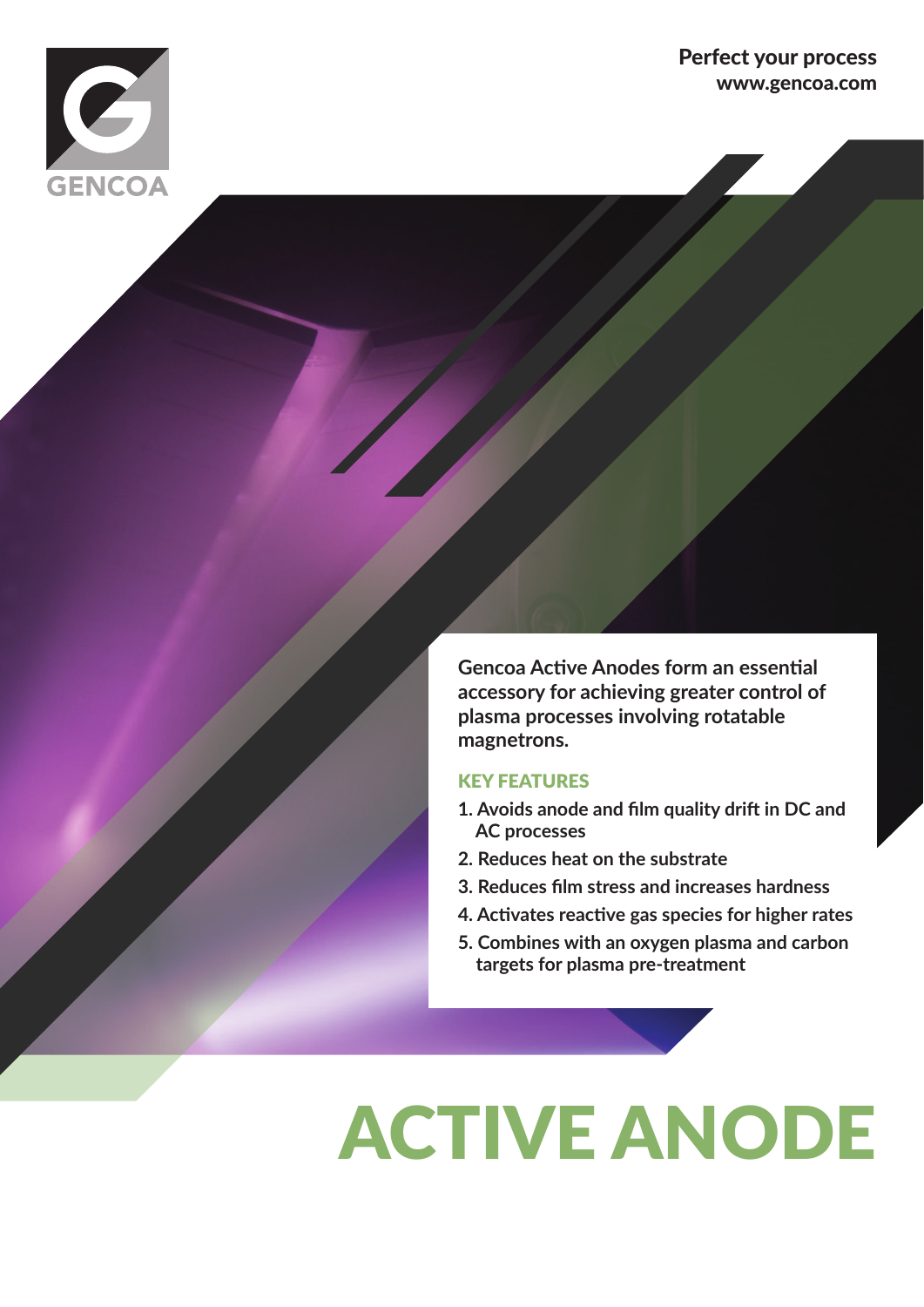GENCOA

**Perfect your process**
**www.gencoa.com**

**Gencoa Active Anodes form an essential accessory for achieving greater control of plasma processes involving rotatable magnetrons.**

## KEY FEATURES

1. Avoids anode and film quality drift in DC and AC processes
2. Reduces heat on the substrate
3. Reduces film stress and increases hardness
4. Activates reactive gas species for higher rates
5. Combines with an oxygen plasma and carbon targets for plasma pre-treatment

# ACTIVE ANODE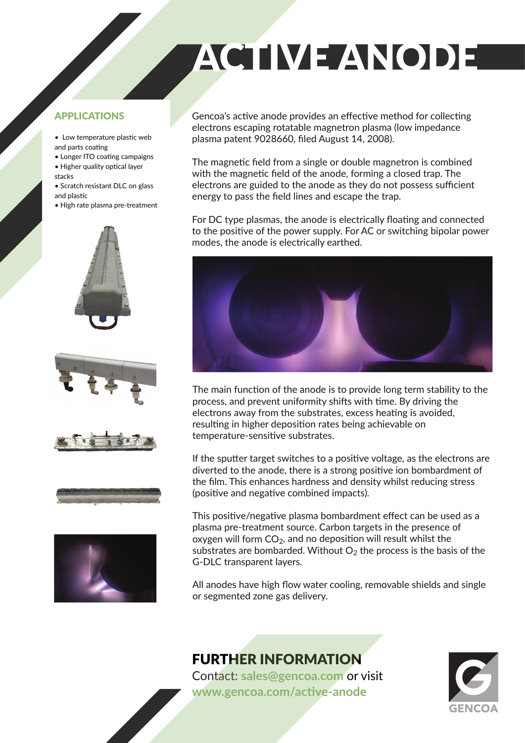# ACTIVE ANODE

## APPLICATIONS

- Low temperature plastic web and parts coating
- Longer ITO coating campaigns
- Higher quality optical layer stacks
- Scratch resistant DLC on glass and plastic
- High rate plasma pre-treatment

Gencoa's active anode provides an effective method for collecting electrons escaping rotatable magnetron plasma (low impedance plasma patent 9028660, filed August 14, 2008).

The magnetic field from a single or double magnetron is combined with the magnetic field of the anode, forming a closed trap. The electrons are guided to the anode as they do not possess sufficient energy to pass the field lines and escape the trap.

For DC type plasmas, the anode is electrically floating and connected to the positive of the power supply. For AC or switching bipolar power modes, the anode is electrically earthed.

The main function of the anode is to provide long term stability to the process, and prevent uniformity shifts with time. By driving the electrons away from the substrates, excess heating is avoided, resulting in higher deposition rates being achievable on temperature-sensitive substrates.

If the sputter target switches to a positive voltage, as the electrons are diverted to the anode, there is a strong positive ion bombardment of the film. This enhances hardness and density whilst reducing stress (positive and negative combined impacts).

This positive/negative plasma bombardment effect can be used as a plasma pre-treatment source. Carbon targets in the presence of oxygen will form $CO_2$, and no deposition will result whilst the substrates are bombarded. Without $O_2$ the process is the basis of the G-DLC transparent layers.

All anodes have high flow water cooling, removable shields and single or segmented zone gas delivery.

## FURTHER INFORMATION

Contact: sales@gencoa.com or visit
www.gencoa.com/active-anode

GENCOA